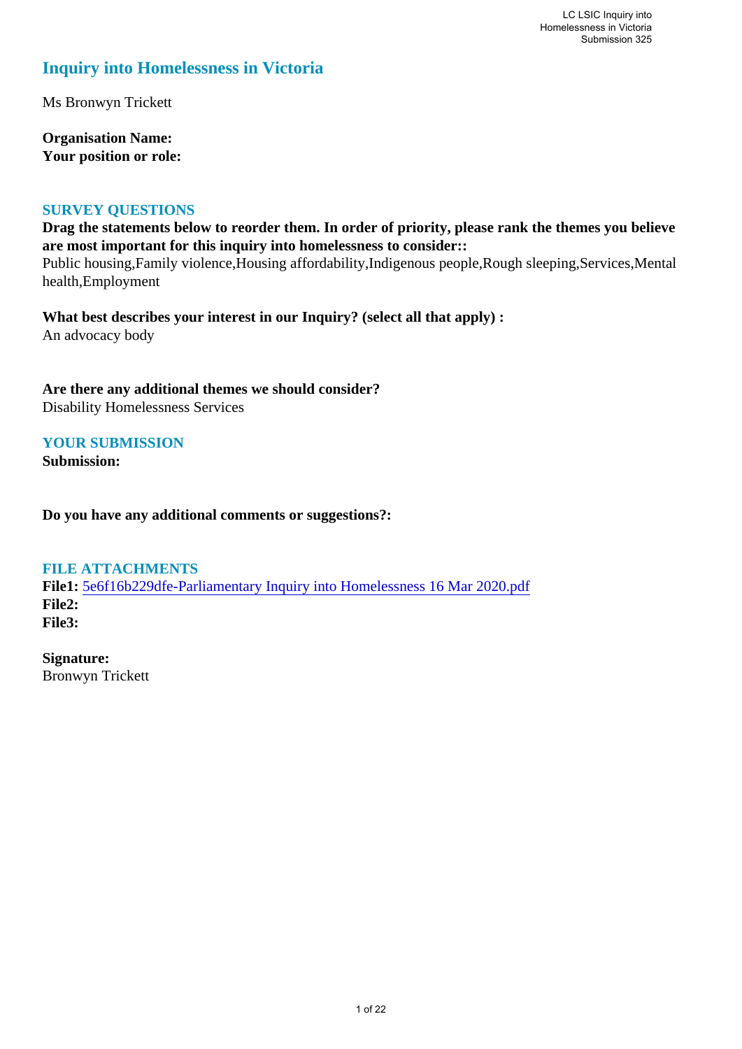# Inquiry into Homelessness in Victoria

Ms Bronwyn Trickett

**Organisation Name:**
**Your position or role:**

## SURVEY QUESTIONS

**Drag the statements below to reorder them. In order of priority, please rank the themes you believe are most important for this inquiry into homelessness to consider::**
Public housing,Family violence,Housing affordability,Indigenous people,Rough sleeping,Services,Mental health,Employment

**What best describes your interest in our Inquiry? (select all that apply) :**
An advocacy body

**Are there any additional themes we should consider?**
Disability Homelessness Services

## YOUR SUBMISSION

**Submission:**

**Do you have any additional comments or suggestions?:**

## FILE ATTACHMENTS

**File1:** 5e6f16b229dfe-Parliamentary Inquiry into Homelessness 16 Mar 2020.pdf
**File2:**
**File3:**

**Signature:**
Bronwyn Trickett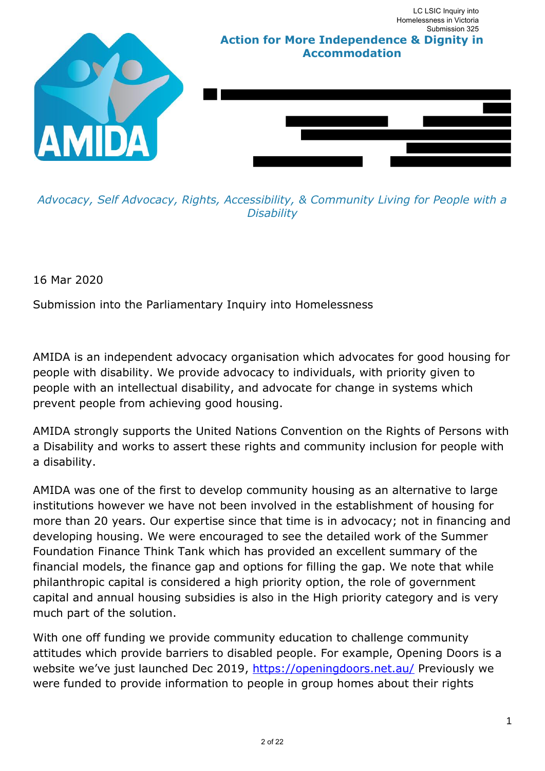**Action for More Independence & Dignity in Accommodation**

*Advocacy, Self Advocacy, Rights, Accessibility, & Community Living for People with a Disability*

16 Mar 2020

Submission into the Parliamentary Inquiry into Homelessness

AMIDA is an independent advocacy organisation which advocates for good housing for people with disability. We provide advocacy to individuals, with priority given to people with an intellectual disability, and advocate for change in systems which prevent people from achieving good housing.

AMIDA strongly supports the United Nations Convention on the Rights of Persons with a Disability and works to assert these rights and community inclusion for people with a disability.

AMIDA was one of the first to develop community housing as an alternative to large institutions however we have not been involved in the establishment of housing for more than 20 years. Our expertise since that time is in advocacy; not in financing and developing housing. We were encouraged to see the detailed work of the Summer Foundation Finance Think Tank which has provided an excellent summary of the financial models, the finance gap and options for filling the gap. We note that while philanthropic capital is considered a high priority option, the role of government capital and annual housing subsidies is also in the High priority category and is very much part of the solution.

With one off funding we provide community education to challenge community attitudes which provide barriers to disabled people. For example, Opening Doors is a website we've just launched Dec 2019, https://openingdoors.net.au/ Previously we were funded to provide information to people in group homes about their rights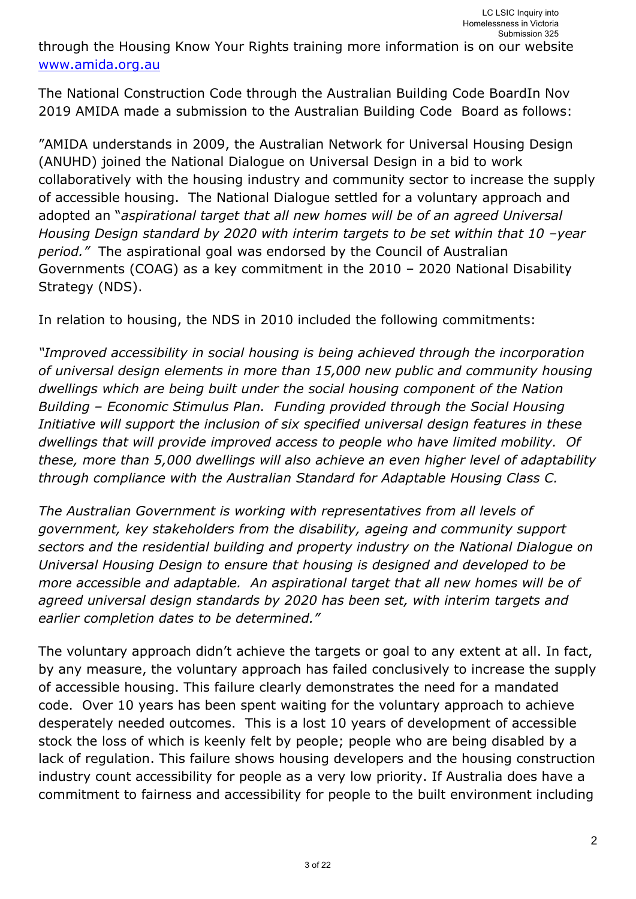through the Housing Know Your Rights training more information is on our website [www.amida.org.au](http://www.amida.org.au)

The National Construction Code through the Australian Building Code BoardIn Nov 2019 AMIDA made a submission to the Australian Building Code Board as follows:

"AMIDA understands in 2009, the Australian Network for Universal Housing Design (ANUHD) joined the National Dialogue on Universal Design in a bid to work collaboratively with the housing industry and community sector to increase the supply of accessible housing. The National Dialogue settled for a voluntary approach and adopted an "*aspirational target that all new homes will be of an agreed Universal Housing Design standard by 2020 with interim targets to be set within that 10 –year period."* The aspirational goal was endorsed by the Council of Australian Governments (COAG) as a key commitment in the 2010 – 2020 National Disability Strategy (NDS).

In relation to housing, the NDS in 2010 included the following commitments:

*"Improved accessibility in social housing is being achieved through the incorporation of universal design elements in more than 15,000 new public and community housing dwellings which are being built under the social housing component of the Nation Building – Economic Stimulus Plan. Funding provided through the Social Housing Initiative will support the inclusion of six specified universal design features in these dwellings that will provide improved access to people who have limited mobility. Of these, more than 5,000 dwellings will also achieve an even higher level of adaptability through compliance with the Australian Standard for Adaptable Housing Class C.*

*The Australian Government is working with representatives from all levels of government, key stakeholders from the disability, ageing and community support sectors and the residential building and property industry on the National Dialogue on Universal Housing Design to ensure that housing is designed and developed to be more accessible and adaptable. An aspirational target that all new homes will be of agreed universal design standards by 2020 has been set, with interim targets and earlier completion dates to be determined."*

The voluntary approach didn't achieve the targets or goal to any extent at all. In fact, by any measure, the voluntary approach has failed conclusively to increase the supply of accessible housing. This failure clearly demonstrates the need for a mandated code. Over 10 years has been spent waiting for the voluntary approach to achieve desperately needed outcomes. This is a lost 10 years of development of accessible stock the loss of which is keenly felt by people; people who are being disabled by a lack of regulation. This failure shows housing developers and the housing construction industry count accessibility for people as a very low priority. If Australia does have a commitment to fairness and accessibility for people to the built environment including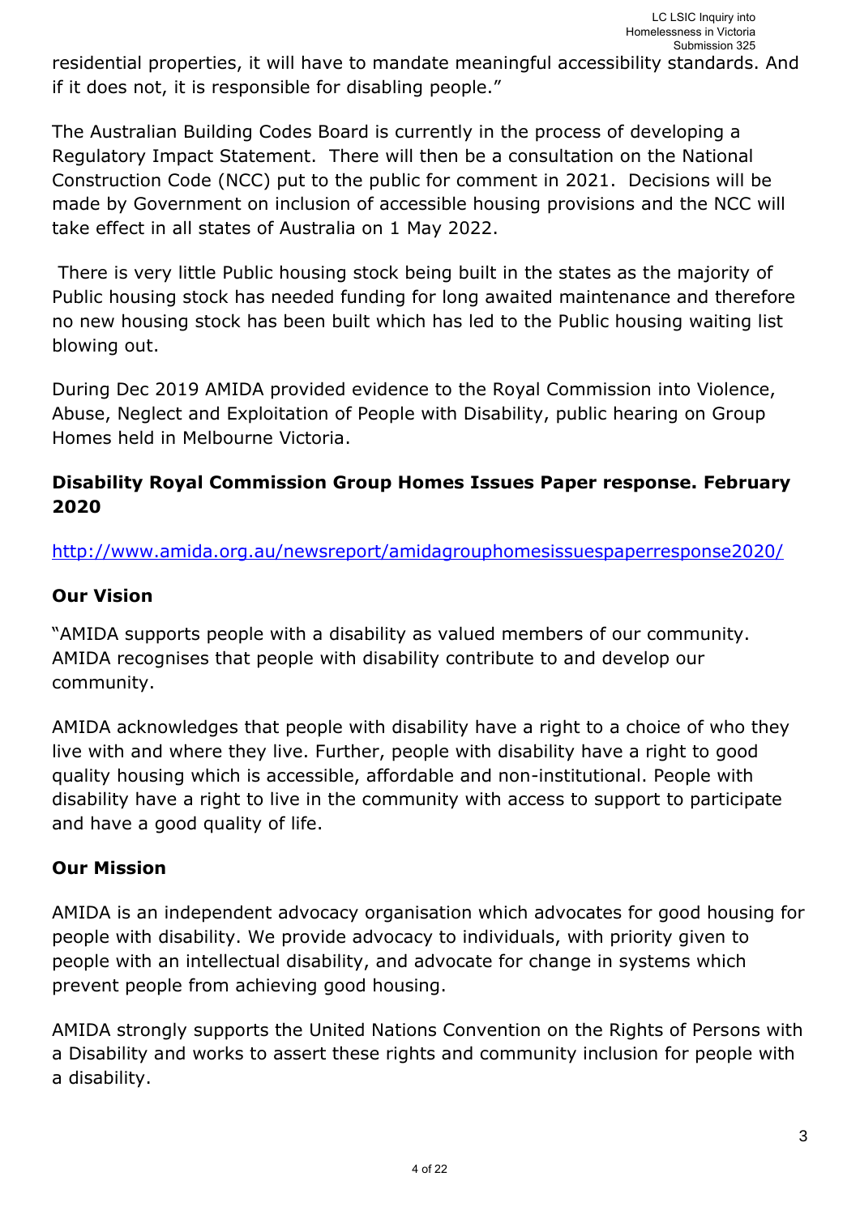residential properties, it will have to mandate meaningful accessibility standards. And if it does not, it is responsible for disabling people."

The Australian Building Codes Board is currently in the process of developing a Regulatory Impact Statement. There will then be a consultation on the National Construction Code (NCC) put to the public for comment in 2021. Decisions will be made by Government on inclusion of accessible housing provisions and the NCC will take effect in all states of Australia on 1 May 2022.

There is very little Public housing stock being built in the states as the majority of Public housing stock has needed funding for long awaited maintenance and therefore no new housing stock has been built which has led to the Public housing waiting list blowing out.

During Dec 2019 AMIDA provided evidence to the Royal Commission into Violence, Abuse, Neglect and Exploitation of People with Disability, public hearing on Group Homes held in Melbourne Victoria.

**Disability Royal Commission Group Homes Issues Paper response. February 2020**

http://www.amida.org.au/newsreport/amidagrouphomesissuespaperresponse2020/

**Our Vision**

"AMIDA supports people with a disability as valued members of our community. AMIDA recognises that people with disability contribute to and develop our community.

AMIDA acknowledges that people with disability have a right to a choice of who they live with and where they live. Further, people with disability have a right to good quality housing which is accessible, affordable and non-institutional. People with disability have a right to live in the community with access to support to participate and have a good quality of life.

**Our Mission**

AMIDA is an independent advocacy organisation which advocates for good housing for people with disability. We provide advocacy to individuals, with priority given to people with an intellectual disability, and advocate for change in systems which prevent people from achieving good housing.

AMIDA strongly supports the United Nations Convention on the Rights of Persons with a Disability and works to assert these rights and community inclusion for people with a disability.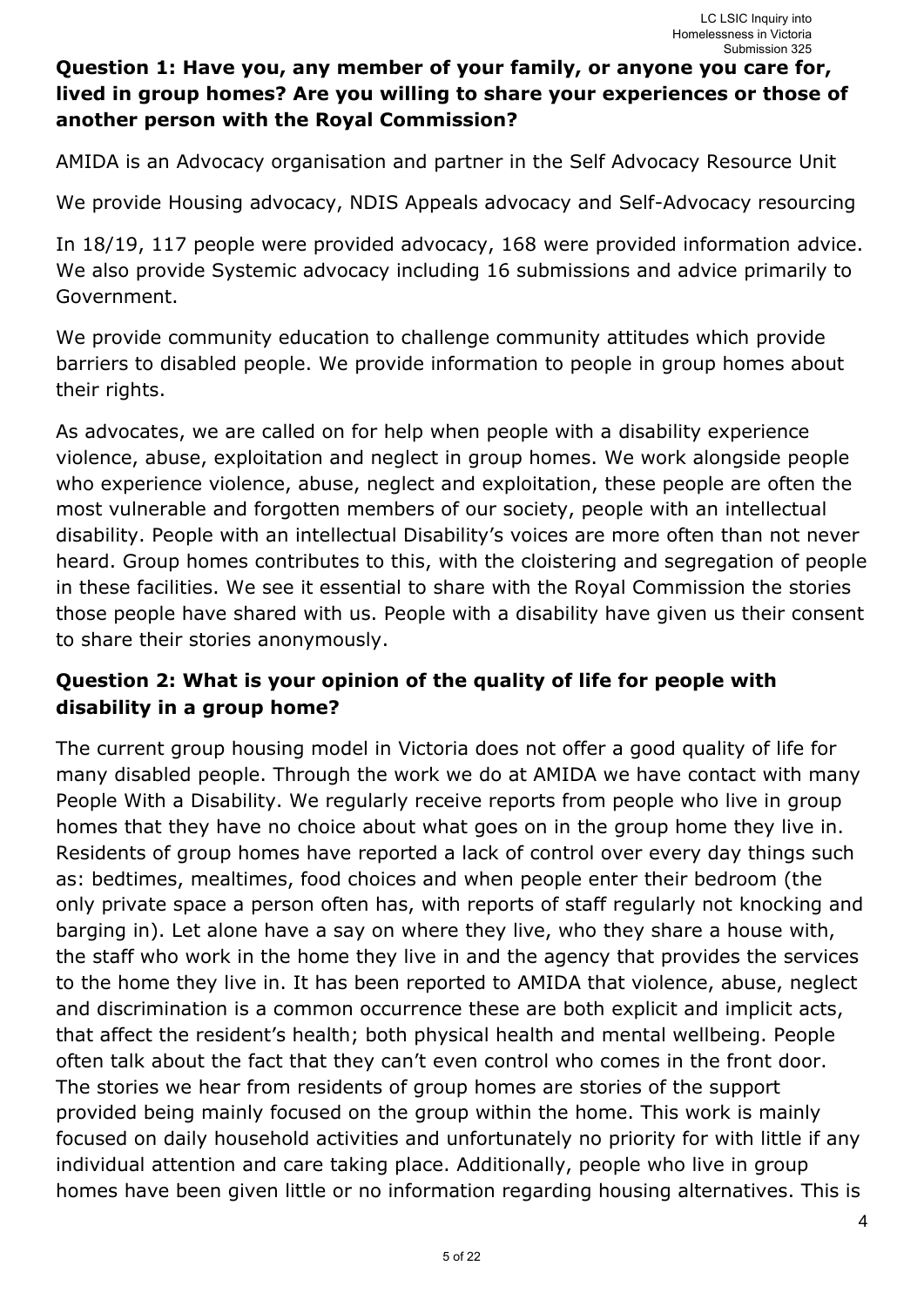## Question 1: Have you, any member of your family, or anyone you care for, lived in group homes? Are you willing to share your experiences or those of another person with the Royal Commission?

AMIDA is an Advocacy organisation and partner in the Self Advocacy Resource Unit

We provide Housing advocacy, NDIS Appeals advocacy and Self-Advocacy resourcing

In 18/19, 117 people were provided advocacy, 168 were provided information advice. We also provide Systemic advocacy including 16 submissions and advice primarily to Government.

We provide community education to challenge community attitudes which provide barriers to disabled people. We provide information to people in group homes about their rights.

As advocates, we are called on for help when people with a disability experience violence, abuse, exploitation and neglect in group homes. We work alongside people who experience violence, abuse, neglect and exploitation, these people are often the most vulnerable and forgotten members of our society, people with an intellectual disability. People with an intellectual Disability's voices are more often than not never heard. Group homes contributes to this, with the cloistering and segregation of people in these facilities. We see it essential to share with the Royal Commission the stories those people have shared with us. People with a disability have given us their consent to share their stories anonymously.

## Question 2: What is your opinion of the quality of life for people with disability in a group home?

The current group housing model in Victoria does not offer a good quality of life for many disabled people. Through the work we do at AMIDA we have contact with many People With a Disability. We regularly receive reports from people who live in group homes that they have no choice about what goes on in the group home they live in. Residents of group homes have reported a lack of control over every day things such as: bedtimes, mealtimes, food choices and when people enter their bedroom (the only private space a person often has, with reports of staff regularly not knocking and barging in). Let alone have a say on where they live, who they share a house with, the staff who work in the home they live in and the agency that provides the services to the home they live in. It has been reported to AMIDA that violence, abuse, neglect and discrimination is a common occurrence these are both explicit and implicit acts, that affect the resident's health; both physical health and mental wellbeing. People often talk about the fact that they can't even control who comes in the front door. The stories we hear from residents of group homes are stories of the support provided being mainly focused on the group within the home. This work is mainly focused on daily household activities and unfortunately no priority for with little if any individual attention and care taking place. Additionally, people who live in group homes have been given little or no information regarding housing alternatives. This is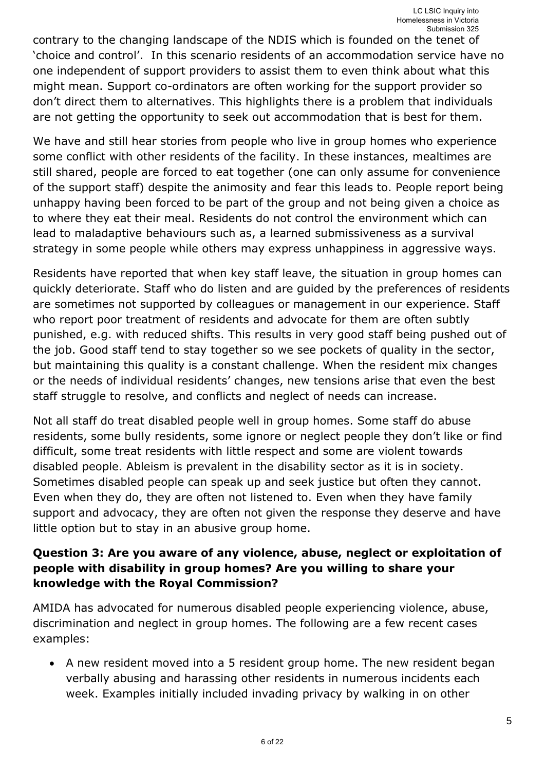contrary to the changing landscape of the NDIS which is founded on the tenet of 'choice and control'. In this scenario residents of an accommodation service have no one independent of support providers to assist them to even think about what this might mean. Support co-ordinators are often working for the support provider so don't direct them to alternatives. This highlights there is a problem that individuals are not getting the opportunity to seek out accommodation that is best for them.

We have and still hear stories from people who live in group homes who experience some conflict with other residents of the facility. In these instances, mealtimes are still shared, people are forced to eat together (one can only assume for convenience of the support staff) despite the animosity and fear this leads to. People report being unhappy having been forced to be part of the group and not being given a choice as to where they eat their meal. Residents do not control the environment which can lead to maladaptive behaviours such as, a learned submissiveness as a survival strategy in some people while others may express unhappiness in aggressive ways.

Residents have reported that when key staff leave, the situation in group homes can quickly deteriorate. Staff who do listen and are guided by the preferences of residents are sometimes not supported by colleagues or management in our experience. Staff who report poor treatment of residents and advocate for them are often subtly punished, e.g. with reduced shifts. This results in very good staff being pushed out of the job. Good staff tend to stay together so we see pockets of quality in the sector, but maintaining this quality is a constant challenge. When the resident mix changes or the needs of individual residents' changes, new tensions arise that even the best staff struggle to resolve, and conflicts and neglect of needs can increase.

Not all staff do treat disabled people well in group homes. Some staff do abuse residents, some bully residents, some ignore or neglect people they don't like or find difficult, some treat residents with little respect and some are violent towards disabled people. Ableism is prevalent in the disability sector as it is in society. Sometimes disabled people can speak up and seek justice but often they cannot. Even when they do, they are often not listened to. Even when they have family support and advocacy, they are often not given the response they deserve and have little option but to stay in an abusive group home.

**Question 3: Are you aware of any violence, abuse, neglect or exploitation of people with disability in group homes? Are you willing to share your knowledge with the Royal Commission?**

AMIDA has advocated for numerous disabled people experiencing violence, abuse, discrimination and neglect in group homes. The following are a few recent cases examples:

- A new resident moved into a 5 resident group home. The new resident began verbally abusing and harassing other residents in numerous incidents each week. Examples initially included invading privacy by walking in on other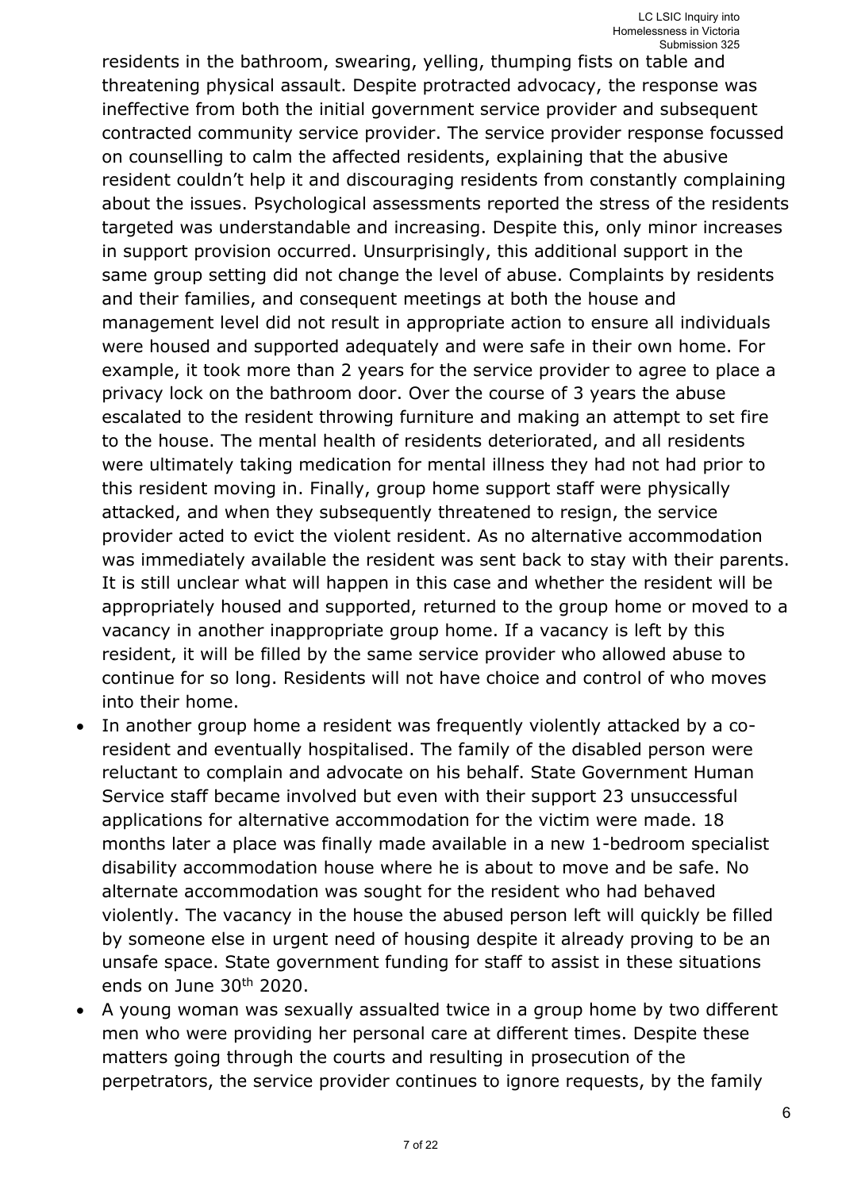residents in the bathroom, swearing, yelling, thumping fists on table and threatening physical assault. Despite protracted advocacy, the response was ineffective from both the initial government service provider and subsequent contracted community service provider. The service provider response focussed on counselling to calm the affected residents, explaining that the abusive resident couldn't help it and discouraging residents from constantly complaining about the issues. Psychological assessments reported the stress of the residents targeted was understandable and increasing. Despite this, only minor increases in support provision occurred. Unsurprisingly, this additional support in the same group setting did not change the level of abuse. Complaints by residents and their families, and consequent meetings at both the house and management level did not result in appropriate action to ensure all individuals were housed and supported adequately and were safe in their own home. For example, it took more than 2 years for the service provider to agree to place a privacy lock on the bathroom door. Over the course of 3 years the abuse escalated to the resident throwing furniture and making an attempt to set fire to the house. The mental health of residents deteriorated, and all residents were ultimately taking medication for mental illness they had not had prior to this resident moving in. Finally, group home support staff were physically attacked, and when they subsequently threatened to resign, the service provider acted to evict the violent resident. As no alternative accommodation was immediately available the resident was sent back to stay with their parents. It is still unclear what will happen in this case and whether the resident will be appropriately housed and supported, returned to the group home or moved to a vacancy in another inappropriate group home. If a vacancy is left by this resident, it will be filled by the same service provider who allowed abuse to continue for so long. Residents will not have choice and control of who moves into their home.

- In another group home a resident was frequently violently attacked by a co-resident and eventually hospitalised. The family of the disabled person were reluctant to complain and advocate on his behalf. State Government Human Service staff became involved but even with their support 23 unsuccessful applications for alternative accommodation for the victim were made. 18 months later a place was finally made available in a new 1-bedroom specialist disability accommodation house where he is about to move and be safe. No alternate accommodation was sought for the resident who had behaved violently. The vacancy in the house the abused person left will quickly be filled by someone else in urgent need of housing despite it already proving to be an unsafe space. State government funding for staff to assist in these situations ends on June 30th 2020.
- A young woman was sexually assualted twice in a group home by two different men who were providing her personal care at different times. Despite these matters going through the courts and resulting in prosecution of the perpetrators, the service provider continues to ignore requests, by the family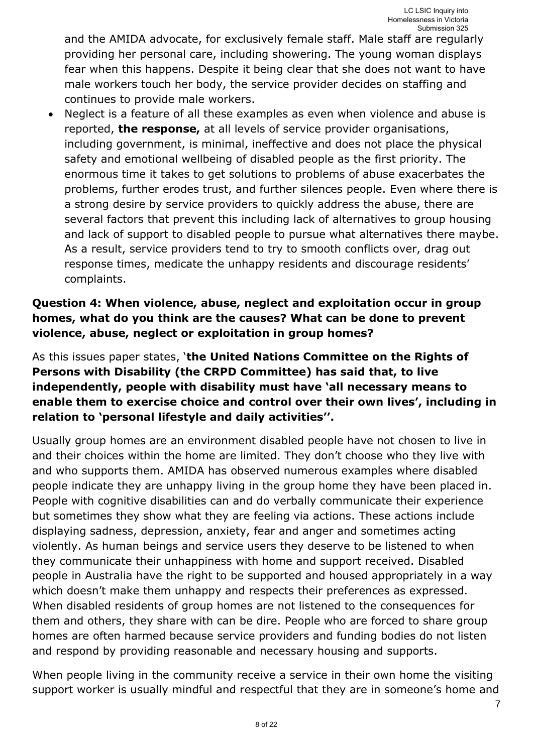and the AMIDA advocate, for exclusively female staff. Male staff are regularly providing her personal care, including showering. The young woman displays fear when this happens. Despite it being clear that she does not want to have male workers touch her body, the service provider decides on staffing and continues to provide male workers.

- Neglect is a feature of all these examples as even when violence and abuse is reported, **the response,** at all levels of service provider organisations, including government, is minimal, ineffective and does not place the physical safety and emotional wellbeing of disabled people as the first priority. The enormous time it takes to get solutions to problems of abuse exacerbates the problems, further erodes trust, and further silences people. Even where there is a strong desire by service providers to quickly address the abuse, there are several factors that prevent this including lack of alternatives to group housing and lack of support to disabled people to pursue what alternatives there maybe. As a result, service providers tend to try to smooth conflicts over, drag out response times, medicate the unhappy residents and discourage residents' complaints.

**Question 4: When violence, abuse, neglect and exploitation occur in group homes, what do you think are the causes? What can be done to prevent violence, abuse, neglect or exploitation in group homes?**

As this issues paper states, '**the United Nations Committee on the Rights of Persons with Disability (the CRPD Committee) has said that, to live independently, people with disability must have 'all necessary means to enable them to exercise choice and control over their own lives', including in relation to 'personal lifestyle and daily activities''.**

Usually group homes are an environment disabled people have not chosen to live in and their choices within the home are limited. They don't choose who they live with and who supports them. AMIDA has observed numerous examples where disabled people indicate they are unhappy living in the group home they have been placed in. People with cognitive disabilities can and do verbally communicate their experience but sometimes they show what they are feeling via actions. These actions include displaying sadness, depression, anxiety, fear and anger and sometimes acting violently. As human beings and service users they deserve to be listened to when they communicate their unhappiness with home and support received. Disabled people in Australia have the right to be supported and housed appropriately in a way which doesn't make them unhappy and respects their preferences as expressed. When disabled residents of group homes are not listened to the consequences for them and others, they share with can be dire. People who are forced to share group homes are often harmed because service providers and funding bodies do not listen and respond by providing reasonable and necessary housing and supports.

When people living in the community receive a service in their own home the visiting support worker is usually mindful and respectful that they are in someone's home and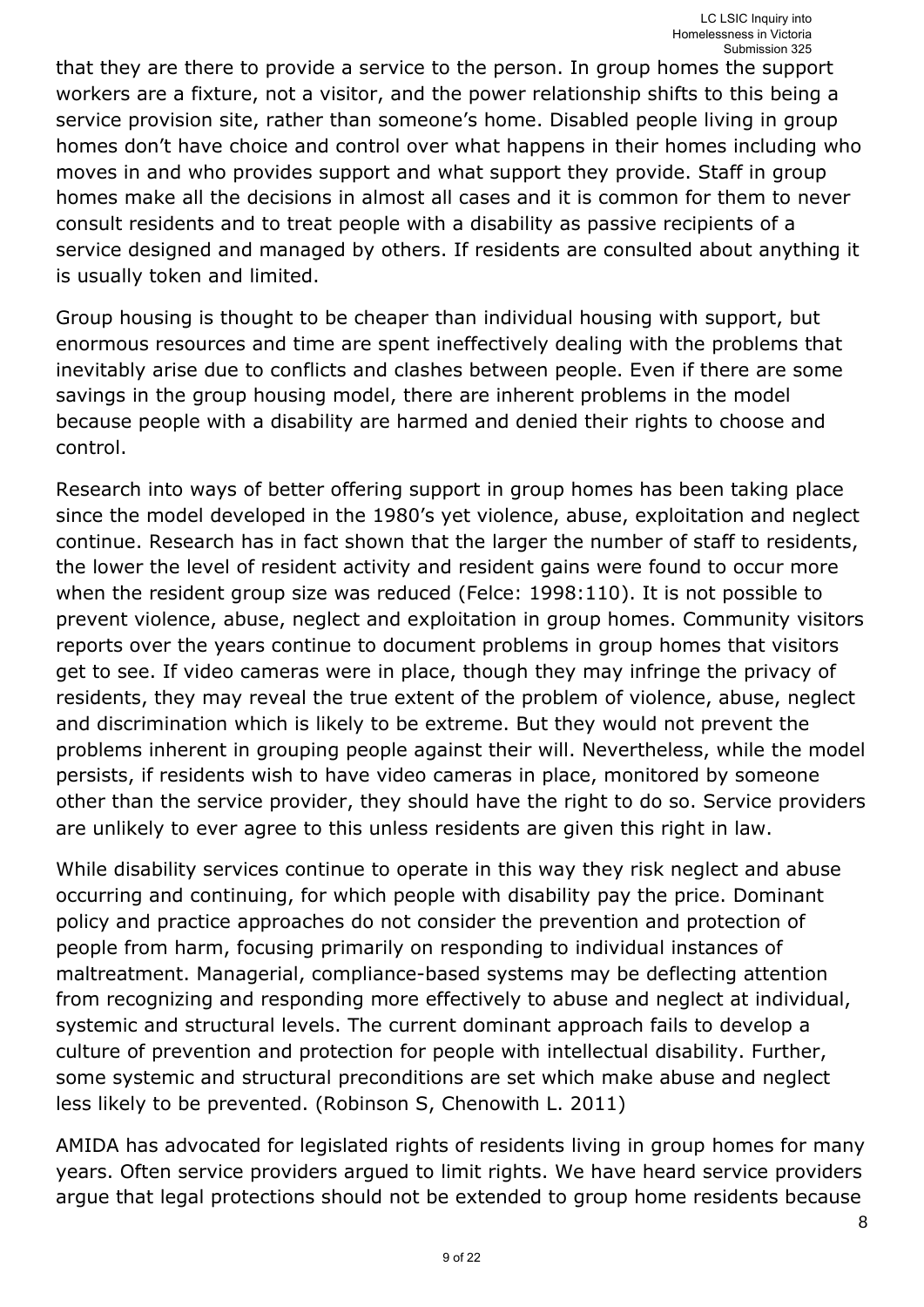that they are there to provide a service to the person. In group homes the support workers are a fixture, not a visitor, and the power relationship shifts to this being a service provision site, rather than someone's home. Disabled people living in group homes don't have choice and control over what happens in their homes including who moves in and who provides support and what support they provide. Staff in group homes make all the decisions in almost all cases and it is common for them to never consult residents and to treat people with a disability as passive recipients of a service designed and managed by others. If residents are consulted about anything it is usually token and limited.

Group housing is thought to be cheaper than individual housing with support, but enormous resources and time are spent ineffectively dealing with the problems that inevitably arise due to conflicts and clashes between people. Even if there are some savings in the group housing model, there are inherent problems in the model because people with a disability are harmed and denied their rights to choose and control.

Research into ways of better offering support in group homes has been taking place since the model developed in the 1980's yet violence, abuse, exploitation and neglect continue. Research has in fact shown that the larger the number of staff to residents, the lower the level of resident activity and resident gains were found to occur more when the resident group size was reduced (Felce: 1998:110). It is not possible to prevent violence, abuse, neglect and exploitation in group homes. Community visitors reports over the years continue to document problems in group homes that visitors get to see. If video cameras were in place, though they may infringe the privacy of residents, they may reveal the true extent of the problem of violence, abuse, neglect and discrimination which is likely to be extreme. But they would not prevent the problems inherent in grouping people against their will. Nevertheless, while the model persists, if residents wish to have video cameras in place, monitored by someone other than the service provider, they should have the right to do so. Service providers are unlikely to ever agree to this unless residents are given this right in law.

While disability services continue to operate in this way they risk neglect and abuse occurring and continuing, for which people with disability pay the price. Dominant policy and practice approaches do not consider the prevention and protection of people from harm, focusing primarily on responding to individual instances of maltreatment. Managerial, compliance-based systems may be deflecting attention from recognizing and responding more effectively to abuse and neglect at individual, systemic and structural levels. The current dominant approach fails to develop a culture of prevention and protection for people with intellectual disability. Further, some systemic and structural preconditions are set which make abuse and neglect less likely to be prevented. (Robinson S, Chenowith L. 2011)

AMIDA has advocated for legislated rights of residents living in group homes for many years. Often service providers argued to limit rights. We have heard service providers argue that legal protections should not be extended to group home residents because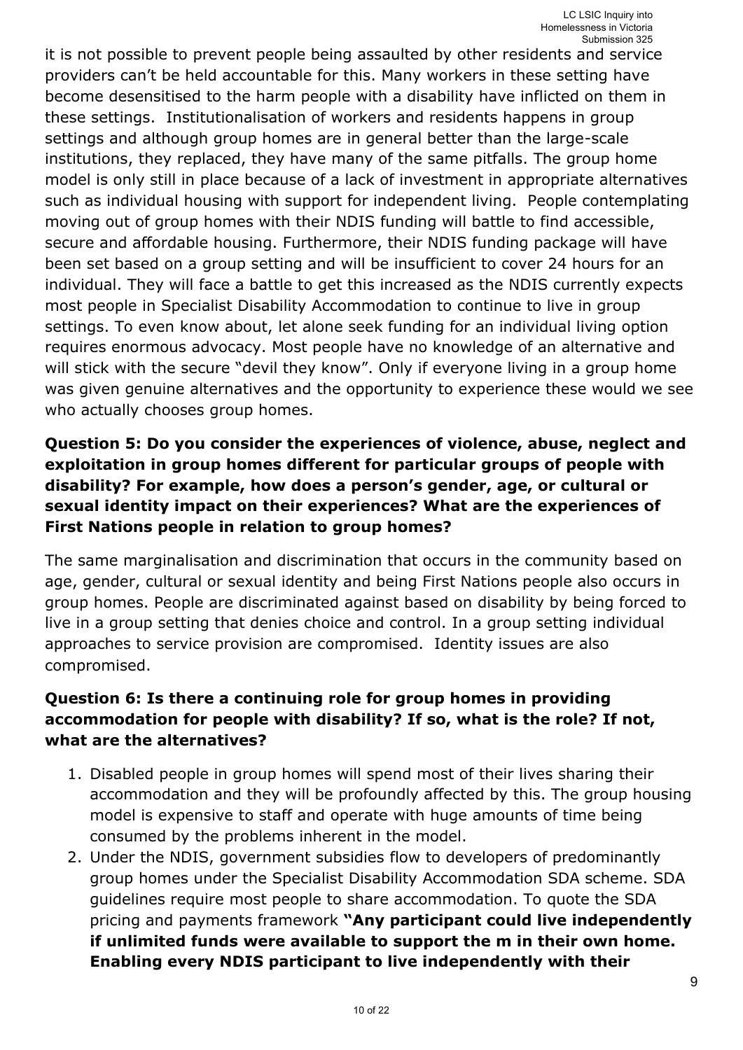it is not possible to prevent people being assaulted by other residents and service providers can't be held accountable for this. Many workers in these setting have become desensitised to the harm people with a disability have inflicted on them in these settings. Institutionalisation of workers and residents happens in group settings and although group homes are in general better than the large-scale institutions, they replaced, they have many of the same pitfalls. The group home model is only still in place because of a lack of investment in appropriate alternatives such as individual housing with support for independent living. People contemplating moving out of group homes with their NDIS funding will battle to find accessible, secure and affordable housing. Furthermore, their NDIS funding package will have been set based on a group setting and will be insufficient to cover 24 hours for an individual. They will face a battle to get this increased as the NDIS currently expects most people in Specialist Disability Accommodation to continue to live in group settings. To even know about, let alone seek funding for an individual living option requires enormous advocacy. Most people have no knowledge of an alternative and will stick with the secure "devil they know". Only if everyone living in a group home was given genuine alternatives and the opportunity to experience these would we see who actually chooses group homes.

**Question 5: Do you consider the experiences of violence, abuse, neglect and exploitation in group homes different for particular groups of people with disability? For example, how does a person's gender, age, or cultural or sexual identity impact on their experiences? What are the experiences of First Nations people in relation to group homes?**

The same marginalisation and discrimination that occurs in the community based on age, gender, cultural or sexual identity and being First Nations people also occurs in group homes. People are discriminated against based on disability by being forced to live in a group setting that denies choice and control. In a group setting individual approaches to service provision are compromised. Identity issues are also compromised.

**Question 6: Is there a continuing role for group homes in providing accommodation for people with disability? If so, what is the role? If not, what are the alternatives?**

1. Disabled people in group homes will spend most of their lives sharing their accommodation and they will be profoundly affected by this. The group housing model is expensive to staff and operate with huge amounts of time being consumed by the problems inherent in the model.
2. Under the NDIS, government subsidies flow to developers of predominantly group homes under the Specialist Disability Accommodation SDA scheme. SDA guidelines require most people to share accommodation. To quote the SDA pricing and payments framework **"Any participant could live independently if unlimited funds were available to support the m in their own home. Enabling every NDIS participant to live independently with their**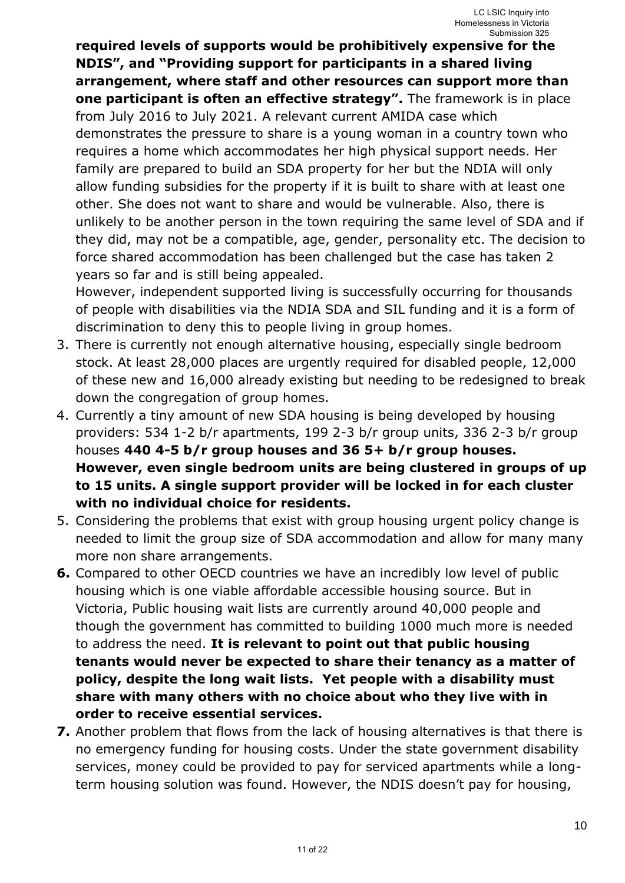**required levels of supports would be prohibitively expensive for the NDIS", and "Providing support for participants in a shared living arrangement, where staff and other resources can support more than one participant is often an effective strategy".** The framework is in place from July 2016 to July 2021. A relevant current AMIDA case which demonstrates the pressure to share is a young woman in a country town who requires a home which accommodates her high physical support needs. Her family are prepared to build an SDA property for her but the NDIA will only allow funding subsidies for the property if it is built to share with at least one other. She does not want to share and would be vulnerable. Also, there is unlikely to be another person in the town requiring the same level of SDA and if they did, may not be a compatible, age, gender, personality etc. The decision to force shared accommodation has been challenged but the case has taken 2 years so far and is still being appealed.

However, independent supported living is successfully occurring for thousands of people with disabilities via the NDIA SDA and SIL funding and it is a form of discrimination to deny this to people living in group homes.

3. There is currently not enough alternative housing, especially single bedroom stock. At least 28,000 places are urgently required for disabled people, 12,000 of these new and 16,000 already existing but needing to be redesigned to break down the congregation of group homes.
4. Currently a tiny amount of new SDA housing is being developed by housing providers: 534 1-2 b/r apartments, 199 2-3 b/r group units, 336 2-3 b/r group houses **440 4-5 b/r group houses and 36 5+ b/r group houses. However, even single bedroom units are being clustered in groups of up to 15 units. A single support provider will be locked in for each cluster with no individual choice for residents.**
5. Considering the problems that exist with group housing urgent policy change is needed to limit the group size of SDA accommodation and allow for many many more non share arrangements.
6. Compared to other OECD countries we have an incredibly low level of public housing which is one viable affordable accessible housing source. But in Victoria, Public housing wait lists are currently around 40,000 people and though the government has committed to building 1000 much more is needed to address the need. **It is relevant to point out that public housing tenants would never be expected to share their tenancy as a matter of policy, despite the long wait lists. Yet people with a disability must share with many others with no choice about who they live with in order to receive essential services.**
7. Another problem that flows from the lack of housing alternatives is that there is no emergency funding for housing costs. Under the state government disability services, money could be provided to pay for serviced apartments while a long-term housing solution was found. However, the NDIS doesn't pay for housing,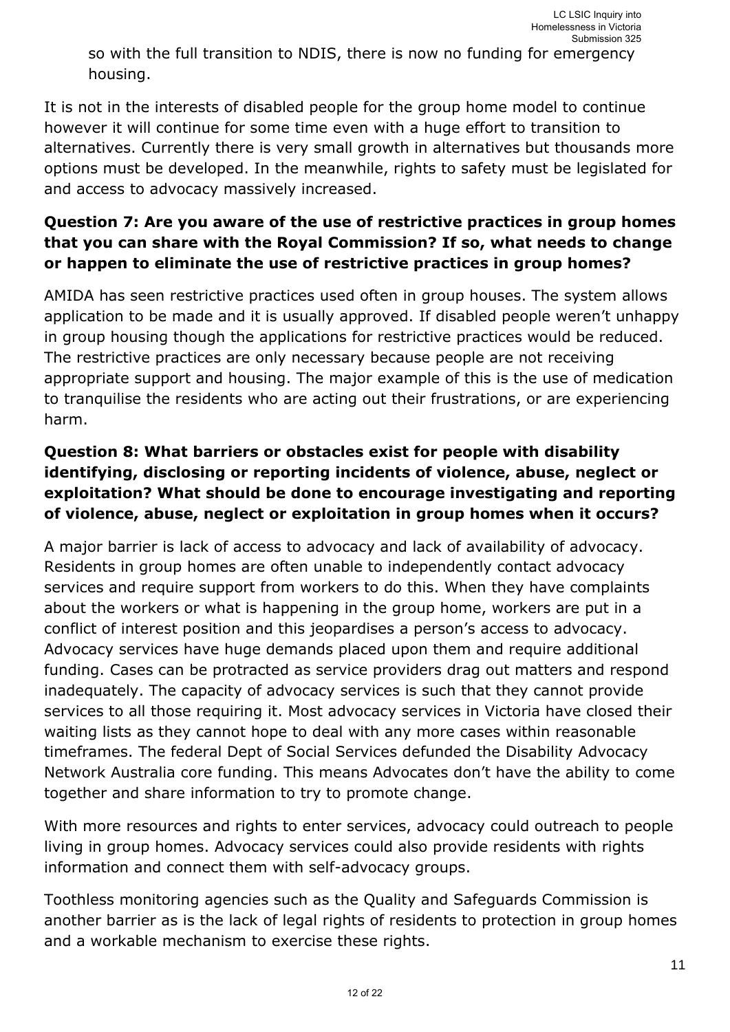so with the full transition to NDIS, there is now no funding for emergency housing.

It is not in the interests of disabled people for the group home model to continue however it will continue for some time even with a huge effort to transition to alternatives. Currently there is very small growth in alternatives but thousands more options must be developed. In the meanwhile, rights to safety must be legislated for and access to advocacy massively increased.

### Question 7: Are you aware of the use of restrictive practices in group homes that you can share with the Royal Commission? If so, what needs to change or happen to eliminate the use of restrictive practices in group homes?

AMIDA has seen restrictive practices used often in group houses. The system allows application to be made and it is usually approved. If disabled people weren't unhappy in group housing though the applications for restrictive practices would be reduced. The restrictive practices are only necessary because people are not receiving appropriate support and housing. The major example of this is the use of medication to tranquilise the residents who are acting out their frustrations, or are experiencing harm.

### Question 8: What barriers or obstacles exist for people with disability identifying, disclosing or reporting incidents of violence, abuse, neglect or exploitation? What should be done to encourage investigating and reporting of violence, abuse, neglect or exploitation in group homes when it occurs?

A major barrier is lack of access to advocacy and lack of availability of advocacy. Residents in group homes are often unable to independently contact advocacy services and require support from workers to do this. When they have complaints about the workers or what is happening in the group home, workers are put in a conflict of interest position and this jeopardises a person's access to advocacy. Advocacy services have huge demands placed upon them and require additional funding. Cases can be protracted as service providers drag out matters and respond inadequately. The capacity of advocacy services is such that they cannot provide services to all those requiring it. Most advocacy services in Victoria have closed their waiting lists as they cannot hope to deal with any more cases within reasonable timeframes. The federal Dept of Social Services defunded the Disability Advocacy Network Australia core funding. This means Advocates don't have the ability to come together and share information to try to promote change.

With more resources and rights to enter services, advocacy could outreach to people living in group homes. Advocacy services could also provide residents with rights information and connect them with self-advocacy groups.

Toothless monitoring agencies such as the Quality and Safeguards Commission is another barrier as is the lack of legal rights of residents to protection in group homes and a workable mechanism to exercise these rights.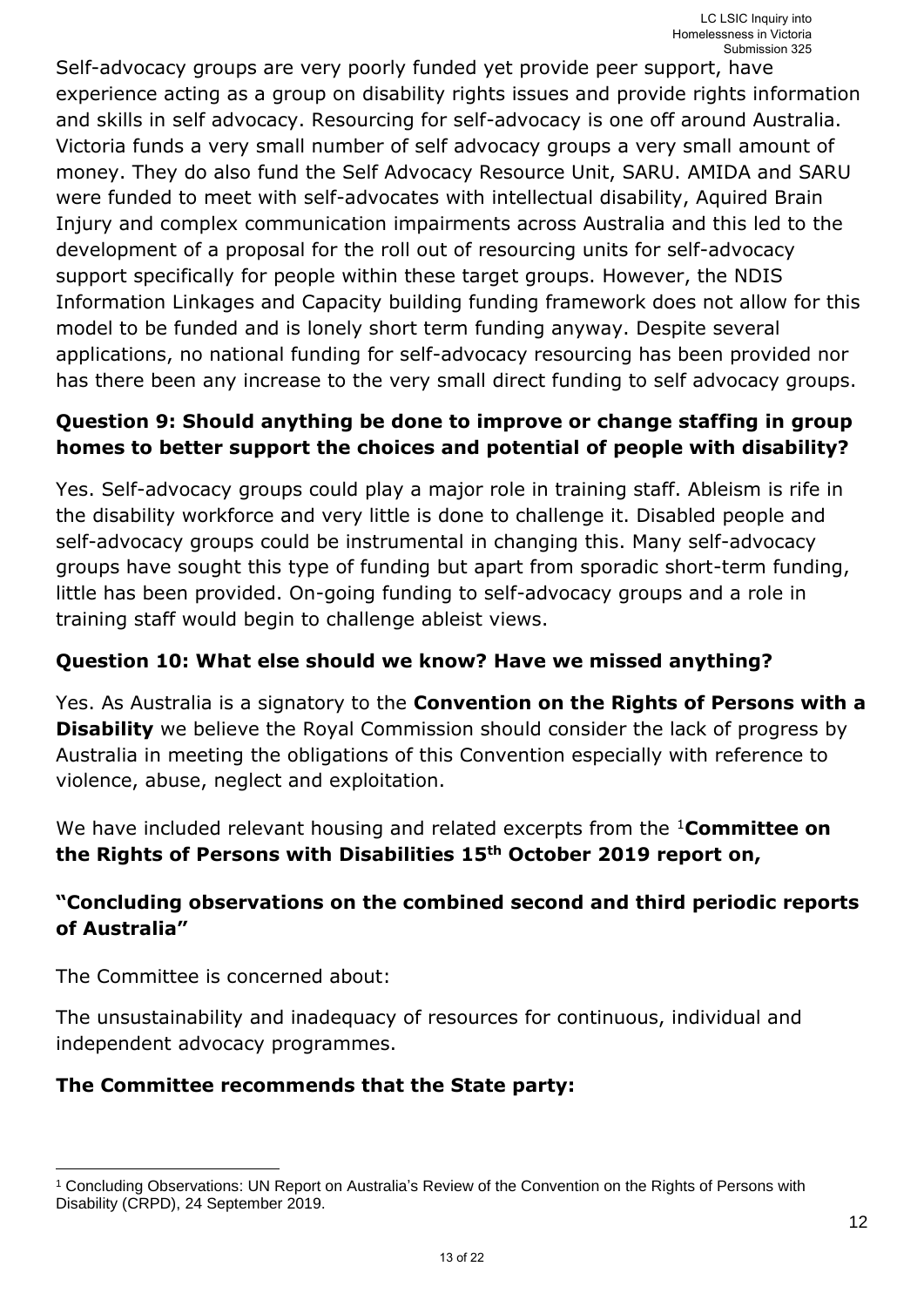Self-advocacy groups are very poorly funded yet provide peer support, have experience acting as a group on disability rights issues and provide rights information and skills in self advocacy. Resourcing for self-advocacy is one off around Australia. Victoria funds a very small number of self advocacy groups a very small amount of money. They do also fund the Self Advocacy Resource Unit, SARU. AMIDA and SARU were funded to meet with self-advocates with intellectual disability, Aquired Brain Injury and complex communication impairments across Australia and this led to the development of a proposal for the roll out of resourcing units for self-advocacy support specifically for people within these target groups. However, the NDIS Information Linkages and Capacity building funding framework does not allow for this model to be funded and is lonely short term funding anyway. Despite several applications, no national funding for self-advocacy resourcing has been provided nor has there been any increase to the very small direct funding to self advocacy groups.

**Question 9: Should anything be done to improve or change staffing in group homes to better support the choices and potential of people with disability?**

Yes. Self-advocacy groups could play a major role in training staff. Ableism is rife in the disability workforce and very little is done to challenge it. Disabled people and self-advocacy groups could be instrumental in changing this. Many self-advocacy groups have sought this type of funding but apart from sporadic short-term funding, little has been provided. On-going funding to self-advocacy groups and a role in training staff would begin to challenge ableist views.

**Question 10: What else should we know? Have we missed anything?**

Yes. As Australia is a signatory to the **Convention on the Rights of Persons with a Disability** we believe the Royal Commission should consider the lack of progress by Australia in meeting the obligations of this Convention especially with reference to violence, abuse, neglect and exploitation.

We have included relevant housing and related excerpts from the [1]**Committee on the Rights of Persons with Disabilities 15th October 2019 report on,**

**"Concluding observations on the combined second and third periodic reports of Australia"**

The Committee is concerned about:

The unsustainability and inadequacy of resources for continuous, individual and independent advocacy programmes.

**The Committee recommends that the State party:**

---

[1] Concluding Observations: UN Report on Australia's Review of the Convention on the Rights of Persons with Disability (CRPD), 24 September 2019.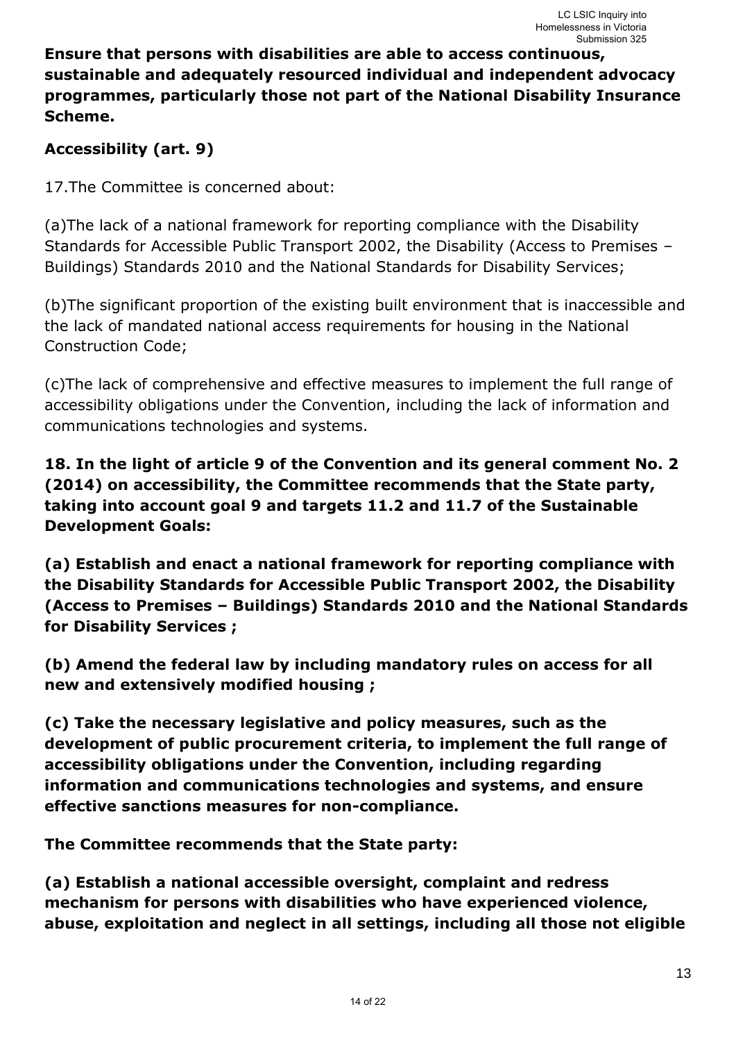**Ensure that persons with disabilities are able to access continuous, sustainable and adequately resourced individual and independent advocacy programmes, particularly those not part of the National Disability Insurance Scheme.**

**Accessibility (art. 9)**

17.The Committee is concerned about:

(a)The lack of a national framework for reporting compliance with the Disability Standards for Accessible Public Transport 2002, the Disability (Access to Premises – Buildings) Standards 2010 and the National Standards for Disability Services;

(b)The significant proportion of the existing built environment that is inaccessible and the lack of mandated national access requirements for housing in the National Construction Code;

(c)The lack of comprehensive and effective measures to implement the full range of accessibility obligations under the Convention, including the lack of information and communications technologies and systems.

**18. In the light of article 9 of the Convention and its general comment No. 2 (2014) on accessibility, the Committee recommends that the State party, taking into account goal 9 and targets 11.2 and 11.7 of the Sustainable Development Goals:**

**(a) Establish and enact a national framework for reporting compliance with the Disability Standards for Accessible Public Transport 2002, the Disability (Access to Premises – Buildings) Standards 2010 and the National Standards for Disability Services ;**

**(b) Amend the federal law by including mandatory rules on access for all new and extensively modified housing ;**

**(c) Take the necessary legislative and policy measures, such as the development of public procurement criteria, to implement the full range of accessibility obligations under the Convention, including regarding information and communications technologies and systems, and ensure effective sanctions measures for non-compliance.**

**The Committee recommends that the State party:**

**(a) Establish a national accessible oversight, complaint and redress mechanism for persons with disabilities who have experienced violence, abuse, exploitation and neglect in all settings, including all those not eligible**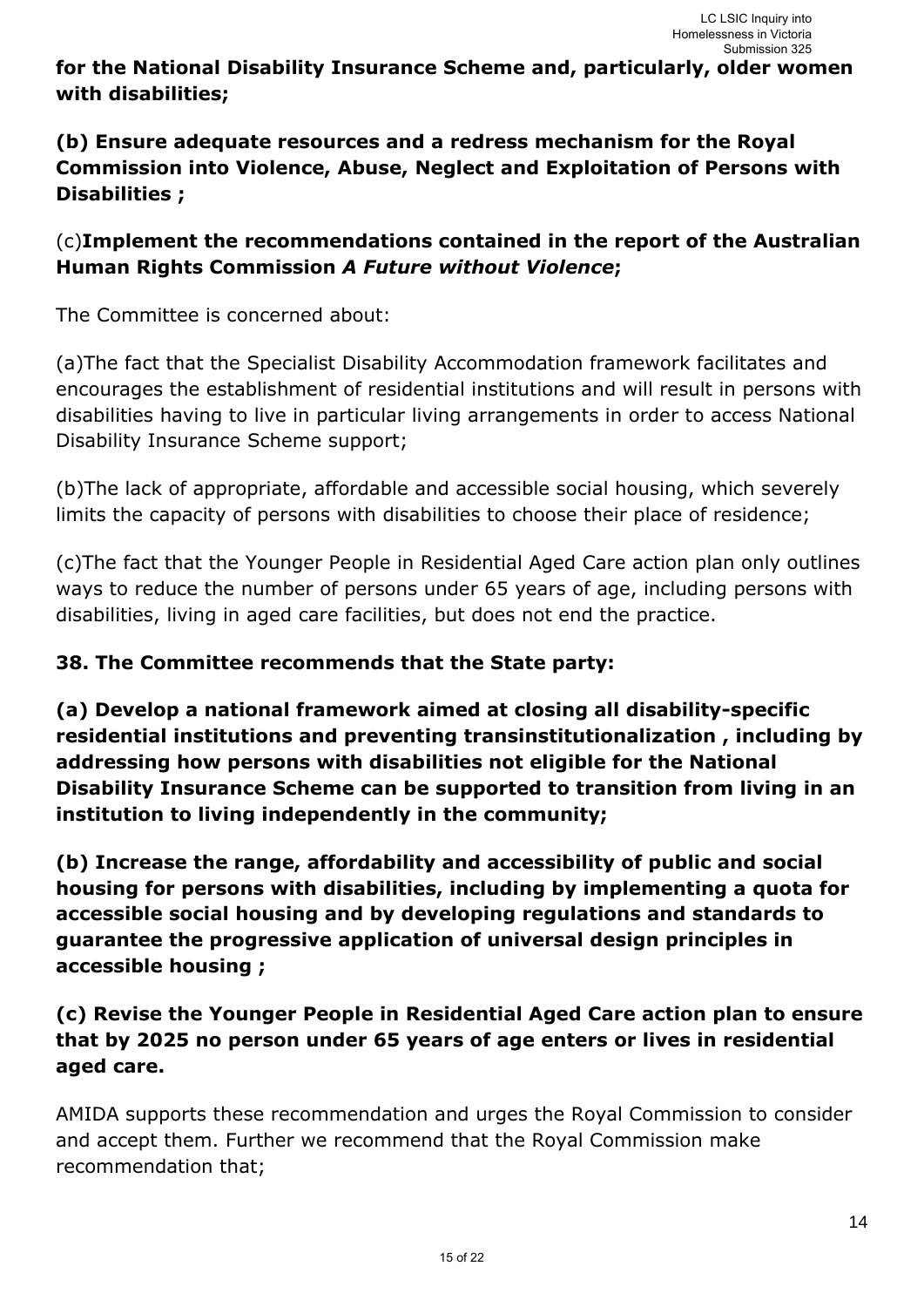**for the National Disability Insurance Scheme and, particularly, older women with disabilities;**

**(b) Ensure adequate resources and a redress mechanism for the Royal Commission into Violence, Abuse, Neglect and Exploitation of Persons with Disabilities ;**

(c)**Implement the recommendations contained in the report of the Australian Human Rights Commission *A Future without Violence*;**

The Committee is concerned about:

(a)The fact that the Specialist Disability Accommodation framework facilitates and encourages the establishment of residential institutions and will result in persons with disabilities having to live in particular living arrangements in order to access National Disability Insurance Scheme support;

(b)The lack of appropriate, affordable and accessible social housing, which severely limits the capacity of persons with disabilities to choose their place of residence;

(c)The fact that the Younger People in Residential Aged Care action plan only outlines ways to reduce the number of persons under 65 years of age, including persons with disabilities, living in aged care facilities, but does not end the practice.

**38. The Committee recommends that the State party:**

**(a) Develop a national framework aimed at closing all disability-specific residential institutions and preventing transinstitutionalization , including by addressing how persons with disabilities not eligible for the National Disability Insurance Scheme can be supported to transition from living in an institution to living independently in the community;**

**(b) Increase the range, affordability and accessibility of public and social housing for persons with disabilities, including by implementing a quota for accessible social housing and by developing regulations and standards to guarantee the progressive application of universal design principles in accessible housing ;**

**(c) Revise the Younger People in Residential Aged Care action plan to ensure that by 2025 no person under 65 years of age enters or lives in residential aged care.**

AMIDA supports these recommendation and urges the Royal Commission to consider and accept them. Further we recommend that the Royal Commission make recommendation that;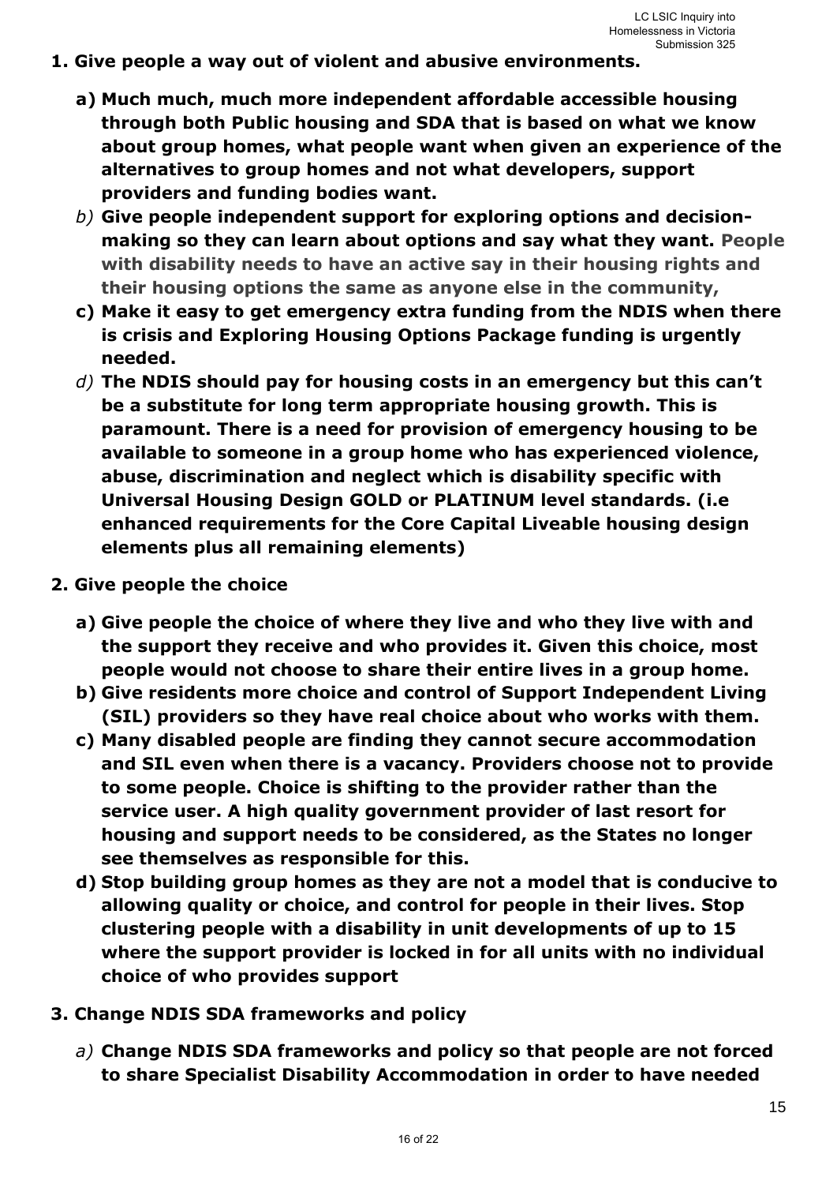1. **Give people a way out of violent and abusive environments.**

   a) **Much much, much more independent affordable accessible housing through both Public housing and SDA that is based on what we know about group homes, what people want when given an experience of the alternatives to group homes and not what developers, support providers and funding bodies want.**

   *b)* **Give people independent support for exploring options and decision-making so they can learn about options and say what they want. People with disability needs to have an active say in their housing rights and their housing options the same as anyone else in the community,**

   c) **Make it easy to get emergency extra funding from the NDIS when there is crisis and Exploring Housing Options Package funding is urgently needed.**

   *d)* **The NDIS should pay for housing costs in an emergency but this can't be a substitute for long term appropriate housing growth. This is paramount. There is a need for provision of emergency housing to be available to someone in a group home who has experienced violence, abuse, discrimination and neglect which is disability specific with Universal Housing Design GOLD or PLATINUM level standards. (i.e enhanced requirements for the Core Capital Liveable housing design elements plus all remaining elements)**

2. **Give people the choice**

   a) **Give people the choice of where they live and who they live with and the support they receive and who provides it. Given this choice, most people would not choose to share their entire lives in a group home.**

   b) **Give residents more choice and control of Support Independent Living (SIL) providers so they have real choice about who works with them.**

   c) **Many disabled people are finding they cannot secure accommodation and SIL even when there is a vacancy. Providers choose not to provide to some people. Choice is shifting to the provider rather than the service user. A high quality government provider of last resort for housing and support needs to be considered, as the States no longer see themselves as responsible for this.**

   d) **Stop building group homes as they are not a model that is conducive to allowing quality or choice, and control for people in their lives. Stop clustering people with a disability in unit developments of up to 15 where the support provider is locked in for all units with no individual choice of who provides support**

3. **Change NDIS SDA frameworks and policy**

   *a)* **Change NDIS SDA frameworks and policy so that people are not forced to share Specialist Disability Accommodation in order to have needed**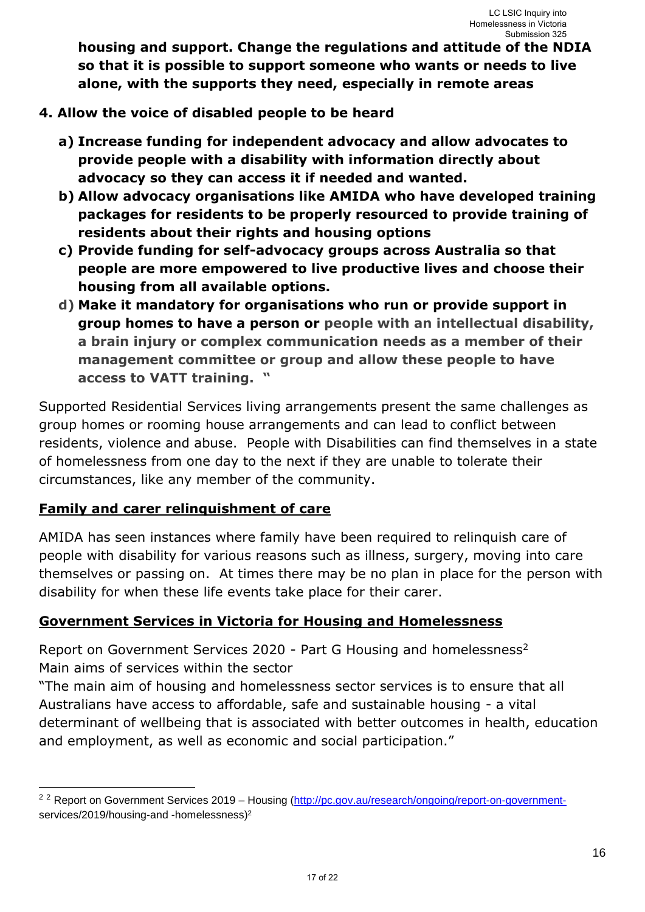**housing and support. Change the regulations and attitude of the NDIA so that it is possible to support someone who wants or needs to live alone, with the supports they need, especially in remote areas**

4. **Allow the voice of disabled people to be heard**

   a) **Increase funding for independent advocacy and allow advocates to provide people with a disability with information directly about advocacy so they can access it if needed and wanted.**

   b) **Allow advocacy organisations like AMIDA who have developed training packages for residents to be properly resourced to provide training of residents about their rights and housing options**

   c) **Provide funding for self-advocacy groups across Australia so that people are more empowered to live productive lives and choose their housing from all available options.**

   d) **Make it mandatory for organisations who run or provide support in group homes to have a person or people with an intellectual disability, a brain injury or complex communication needs as a member of their management committee or group and allow these people to have access to VATT training. "**

Supported Residential Services living arrangements present the same challenges as group homes or rooming house arrangements and can lead to conflict between residents, violence and abuse. People with Disabilities can find themselves in a state of homelessness from one day to the next if they are unable to tolerate their circumstances, like any member of the community.

## Family and carer relinquishment of care

AMIDA has seen instances where family have been required to relinquish care of people with disability for various reasons such as illness, surgery, moving into care themselves or passing on. At times there may be no plan in place for the person with disability for when these life events take place for their carer.

## Government Services in Victoria for Housing and Homelessness

Report on Government Services 2020 - Part G Housing and homelessness[2]
Main aims of services within the sector
"The main aim of housing and homelessness sector services is to ensure that all Australians have access to affordable, safe and sustainable housing - a vital determinant of wellbeing that is associated with better outcomes in health, education and employment, as well as economic and social participation."

---

[2] [2] Report on Government Services 2019 – Housing (http://pc.gov.au/research/ongoing/report-on-government-services/2019/housing-and -homelessness)[2]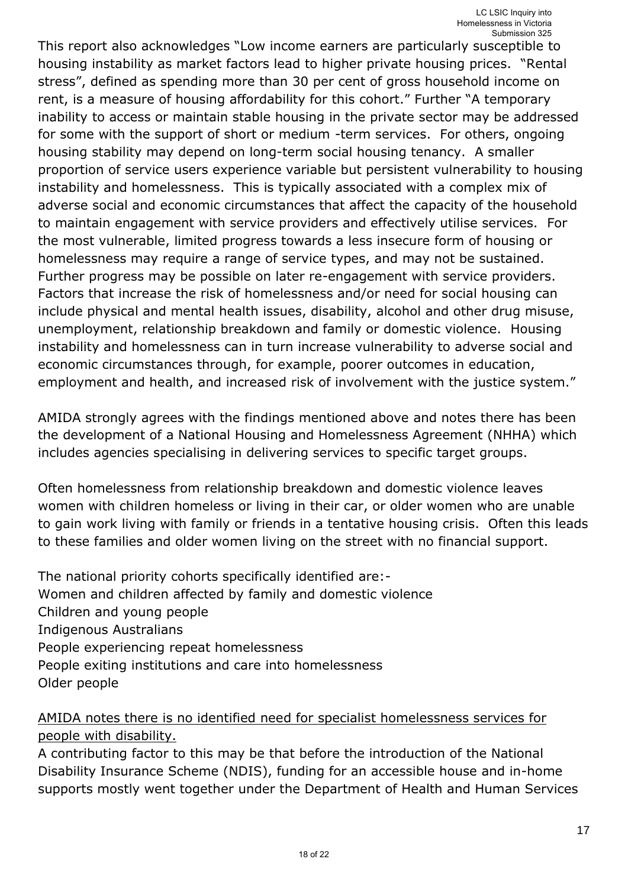This report also acknowledges "Low income earners are particularly susceptible to housing instability as market factors lead to higher private housing prices. "Rental stress", defined as spending more than 30 per cent of gross household income on rent, is a measure of housing affordability for this cohort." Further "A temporary inability to access or maintain stable housing in the private sector may be addressed for some with the support of short or medium -term services. For others, ongoing housing stability may depend on long-term social housing tenancy. A smaller proportion of service users experience variable but persistent vulnerability to housing instability and homelessness. This is typically associated with a complex mix of adverse social and economic circumstances that affect the capacity of the household to maintain engagement with service providers and effectively utilise services. For the most vulnerable, limited progress towards a less insecure form of housing or homelessness may require a range of service types, and may not be sustained. Further progress may be possible on later re-engagement with service providers. Factors that increase the risk of homelessness and/or need for social housing can include physical and mental health issues, disability, alcohol and other drug misuse, unemployment, relationship breakdown and family or domestic violence. Housing instability and homelessness can in turn increase vulnerability to adverse social and economic circumstances through, for example, poorer outcomes in education, employment and health, and increased risk of involvement with the justice system."

AMIDA strongly agrees with the findings mentioned above and notes there has been the development of a National Housing and Homelessness Agreement (NHHA) which includes agencies specialising in delivering services to specific target groups.

Often homelessness from relationship breakdown and domestic violence leaves women with children homeless or living in their car, or older women who are unable to gain work living with family or friends in a tentative housing crisis. Often this leads to these families and older women living on the street with no financial support.

The national priority cohorts specifically identified are:-
Women and children affected by family and domestic violence
Children and young people
Indigenous Australians
People experiencing repeat homelessness
People exiting institutions and care into homelessness
Older people

<u>AMIDA notes there is no identified need for specialist homelessness services for people with disability.</u>
A contributing factor to this may be that before the introduction of the National Disability Insurance Scheme (NDIS), funding for an accessible house and in-home supports mostly went together under the Department of Health and Human Services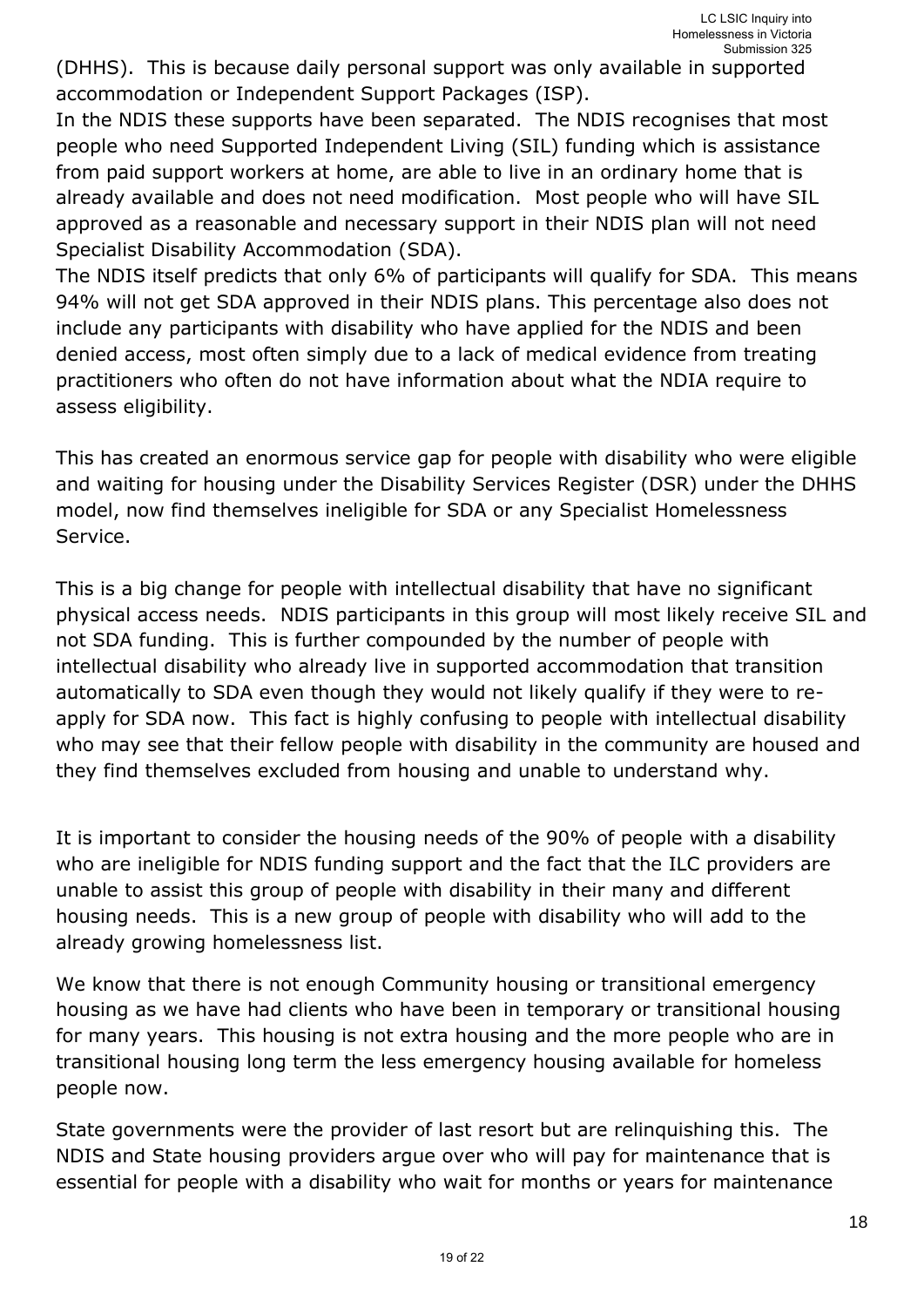(DHHS). This is because daily personal support was only available in supported accommodation or Independent Support Packages (ISP).

In the NDIS these supports have been separated. The NDIS recognises that most people who need Supported Independent Living (SIL) funding which is assistance from paid support workers at home, are able to live in an ordinary home that is already available and does not need modification. Most people who will have SIL approved as a reasonable and necessary support in their NDIS plan will not need Specialist Disability Accommodation (SDA).

The NDIS itself predicts that only 6% of participants will qualify for SDA. This means 94% will not get SDA approved in their NDIS plans. This percentage also does not include any participants with disability who have applied for the NDIS and been denied access, most often simply due to a lack of medical evidence from treating practitioners who often do not have information about what the NDIA require to assess eligibility.

This has created an enormous service gap for people with disability who were eligible and waiting for housing under the Disability Services Register (DSR) under the DHHS model, now find themselves ineligible for SDA or any Specialist Homelessness Service.

This is a big change for people with intellectual disability that have no significant physical access needs. NDIS participants in this group will most likely receive SIL and not SDA funding. This is further compounded by the number of people with intellectual disability who already live in supported accommodation that transition automatically to SDA even though they would not likely qualify if they were to re-apply for SDA now. This fact is highly confusing to people with intellectual disability who may see that their fellow people with disability in the community are housed and they find themselves excluded from housing and unable to understand why.

It is important to consider the housing needs of the 90% of people with a disability who are ineligible for NDIS funding support and the fact that the ILC providers are unable to assist this group of people with disability in their many and different housing needs. This is a new group of people with disability who will add to the already growing homelessness list.

We know that there is not enough Community housing or transitional emergency housing as we have had clients who have been in temporary or transitional housing for many years. This housing is not extra housing and the more people who are in transitional housing long term the less emergency housing available for homeless people now.

State governments were the provider of last resort but are relinquishing this. The NDIS and State housing providers argue over who will pay for maintenance that is essential for people with a disability who wait for months or years for maintenance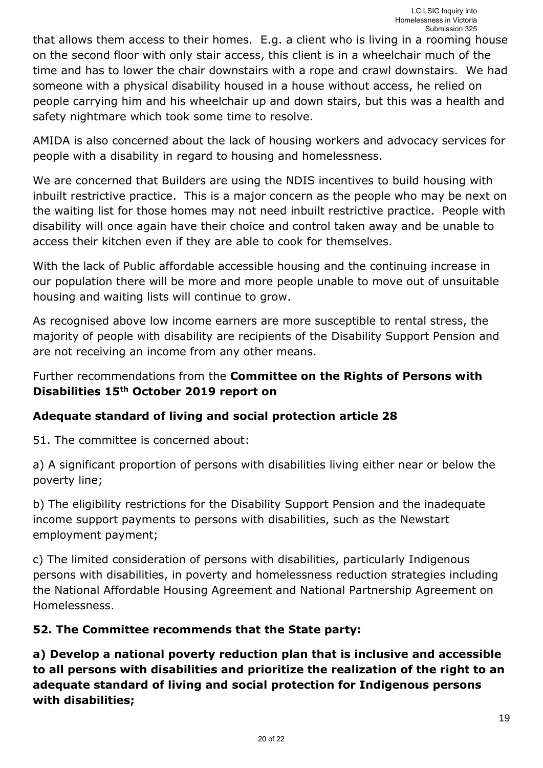that allows them access to their homes. E.g. a client who is living in a rooming house on the second floor with only stair access, this client is in a wheelchair much of the time and has to lower the chair downstairs with a rope and crawl downstairs. We had someone with a physical disability housed in a house without access, he relied on people carrying him and his wheelchair up and down stairs, but this was a health and safety nightmare which took some time to resolve.

AMIDA is also concerned about the lack of housing workers and advocacy services for people with a disability in regard to housing and homelessness.

We are concerned that Builders are using the NDIS incentives to build housing with inbuilt restrictive practice. This is a major concern as the people who may be next on the waiting list for those homes may not need inbuilt restrictive practice. People with disability will once again have their choice and control taken away and be unable to access their kitchen even if they are able to cook for themselves.

With the lack of Public affordable accessible housing and the continuing increase in our population there will be more and more people unable to move out of unsuitable housing and waiting lists will continue to grow.

As recognised above low income earners are more susceptible to rental stress, the majority of people with disability are recipients of the Disability Support Pension and are not receiving an income from any other means.

Further recommendations from the **Committee on the Rights of Persons with Disabilities 15th October 2019 report on**

**Adequate standard of living and social protection article 28**

51. The committee is concerned about:

a) A significant proportion of persons with disabilities living either near or below the poverty line;

b) The eligibility restrictions for the Disability Support Pension and the inadequate income support payments to persons with disabilities, such as the Newstart employment payment;

c) The limited consideration of persons with disabilities, particularly Indigenous persons with disabilities, in poverty and homelessness reduction strategies including the National Affordable Housing Agreement and National Partnership Agreement on Homelessness.

**52. The Committee recommends that the State party:**

**a) Develop a national poverty reduction plan that is inclusive and accessible to all persons with disabilities and prioritize the realization of the right to an adequate standard of living and social protection for Indigenous persons with disabilities;**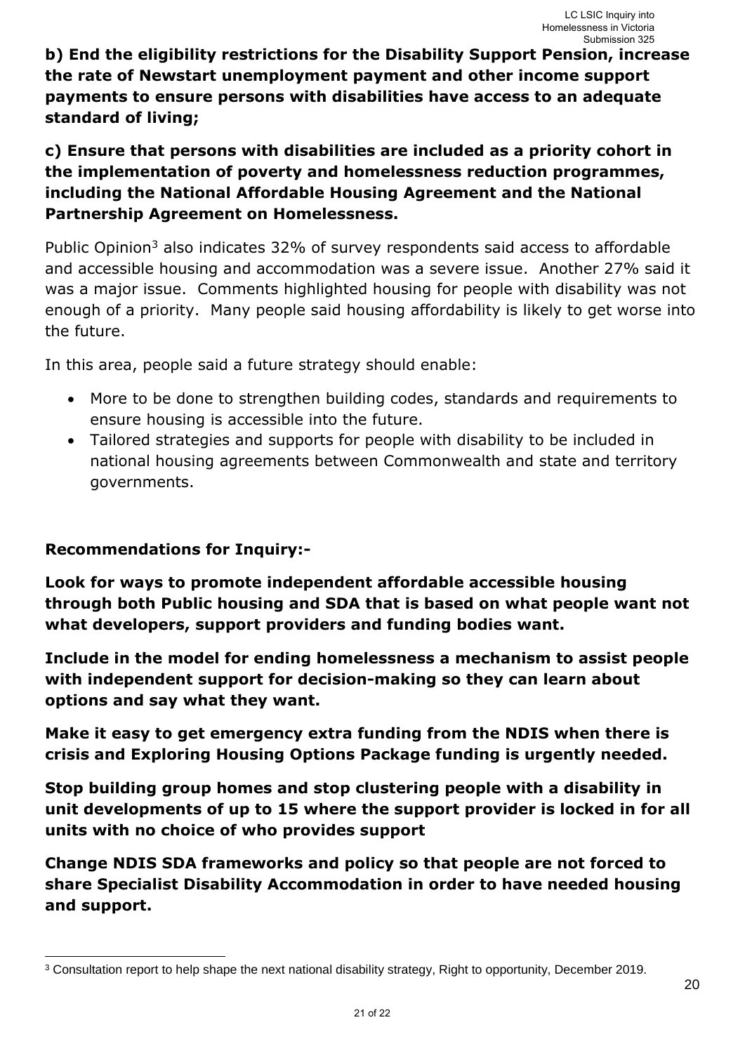**b) End the eligibility restrictions for the Disability Support Pension, increase the rate of Newstart unemployment payment and other income support payments to ensure persons with disabilities have access to an adequate standard of living;**

**c) Ensure that persons with disabilities are included as a priority cohort in the implementation of poverty and homelessness reduction programmes, including the National Affordable Housing Agreement and the National Partnership Agreement on Homelessness.**

Public Opinion[3] also indicates 32% of survey respondents said access to affordable and accessible housing and accommodation was a severe issue. Another 27% said it was a major issue. Comments highlighted housing for people with disability was not enough of a priority. Many people said housing affordability is likely to get worse into the future.

In this area, people said a future strategy should enable:

- More to be done to strengthen building codes, standards and requirements to ensure housing is accessible into the future.
- Tailored strategies and supports for people with disability to be included in national housing agreements between Commonwealth and state and territory governments.

**Recommendations for Inquiry:-**

**Look for ways to promote independent affordable accessible housing through both Public housing and SDA that is based on what people want not what developers, support providers and funding bodies want.**

**Include in the model for ending homelessness a mechanism to assist people with independent support for decision-making so they can learn about options and say what they want.**

**Make it easy to get emergency extra funding from the NDIS when there is crisis and Exploring Housing Options Package funding is urgently needed.**

**Stop building group homes and stop clustering people with a disability in unit developments of up to 15 where the support provider is locked in for all units with no choice of who provides support**

**Change NDIS SDA frameworks and policy so that people are not forced to share Specialist Disability Accommodation in order to have needed housing and support.**

---

[3] Consultation report to help shape the next national disability strategy, Right to opportunity, December 2019.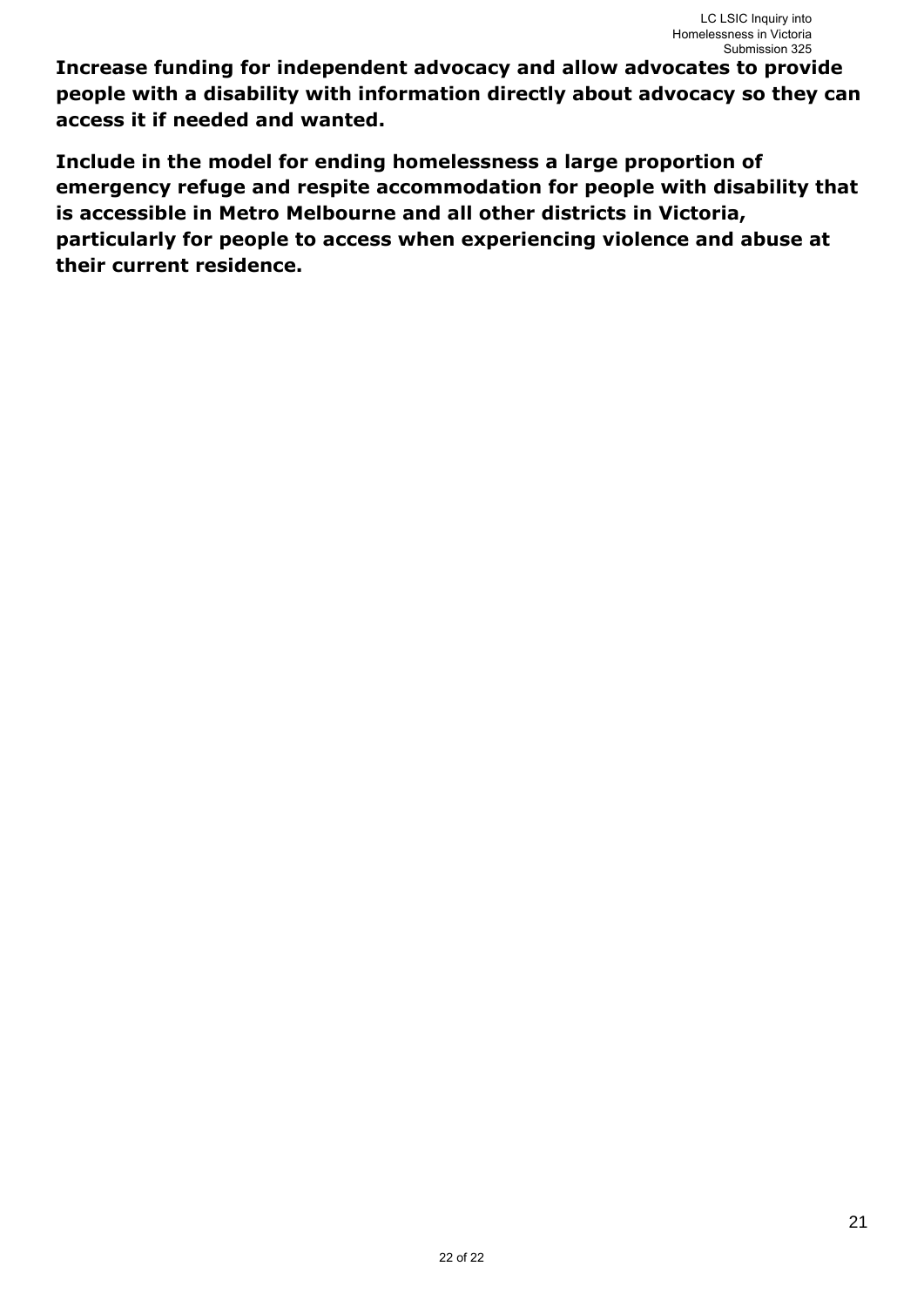**Increase funding for independent advocacy and allow advocates to provide people with a disability with information directly about advocacy so they can access it if needed and wanted.**

**Include in the model for ending homelessness a large proportion of emergency refuge and respite accommodation for people with disability that is accessible in Metro Melbourne and all other districts in Victoria, particularly for people to access when experiencing violence and abuse at their current residence.**